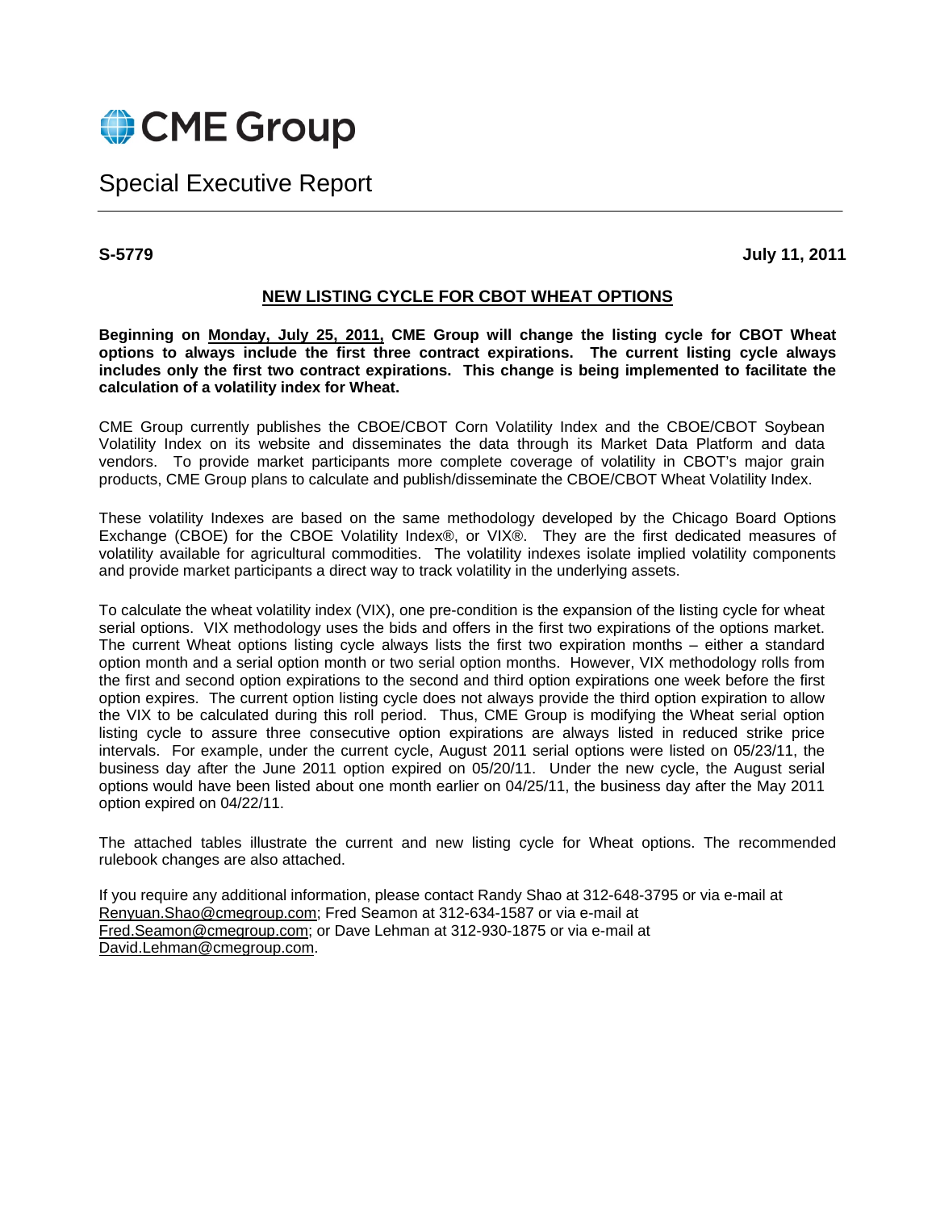CME Group

# Special Executive Report

**S-5779** **July 11, 2011**

## NEW LISTING CYCLE FOR CBOT WHEAT OPTIONS

**Beginning on Monday, July 25, 2011, CME Group will change the listing cycle for CBOT Wheat options to always include the first three contract expirations. The current listing cycle always includes only the first two contract expirations. This change is being implemented to facilitate the calculation of a volatility index for Wheat.**

CME Group currently publishes the CBOE/CBOT Corn Volatility Index and the CBOE/CBOT Soybean Volatility Index on its website and disseminates the data through its Market Data Platform and data vendors. To provide market participants more complete coverage of volatility in CBOT's major grain products, CME Group plans to calculate and publish/disseminate the CBOE/CBOT Wheat Volatility Index.

These volatility Indexes are based on the same methodology developed by the Chicago Board Options Exchange (CBOE) for the CBOE Volatility Index®, or VIX®. They are the first dedicated measures of volatility available for agricultural commodities. The volatility indexes isolate implied volatility components and provide market participants a direct way to track volatility in the underlying assets.

To calculate the wheat volatility index (VIX), one pre-condition is the expansion of the listing cycle for wheat serial options. VIX methodology uses the bids and offers in the first two expirations of the options market. The current Wheat options listing cycle always lists the first two expiration months – either a standard option month and a serial option month or two serial option months. However, VIX methodology rolls from the first and second option expirations to the second and third option expirations one week before the first option expires. The current option listing cycle does not always provide the third option expiration to allow the VIX to be calculated during this roll period. Thus, CME Group is modifying the Wheat serial option listing cycle to assure three consecutive option expirations are always listed in reduced strike price intervals. For example, under the current cycle, August 2011 serial options were listed on 05/23/11, the business day after the June 2011 option expired on 05/20/11. Under the new cycle, the August serial options would have been listed about one month earlier on 04/25/11, the business day after the May 2011 option expired on 04/22/11.

The attached tables illustrate the current and new listing cycle for Wheat options. The recommended rulebook changes are also attached.

If you require any additional information, please contact Randy Shao at 312-648-3795 or via e-mail at Renyuan.Shao@cmegroup.com; Fred Seamon at 312-634-1587 or via e-mail at Fred.Seamon@cmegroup.com; or Dave Lehman at 312-930-1875 or via e-mail at David.Lehman@cmegroup.com.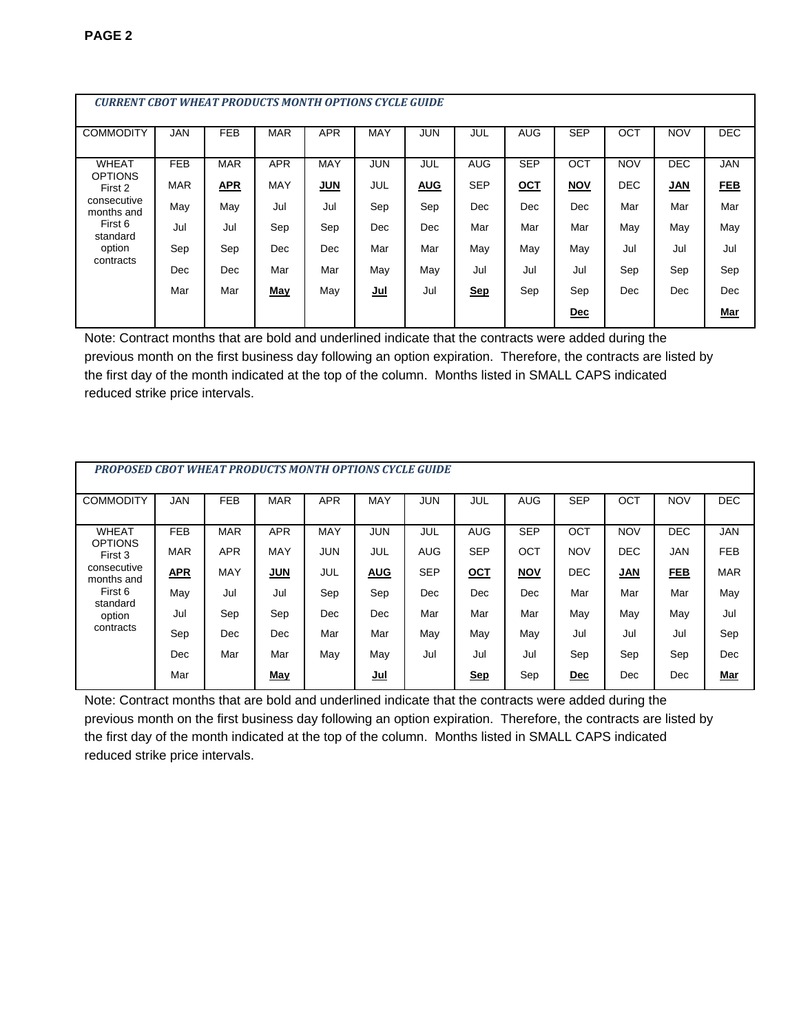| *CURRENT CBOT WHEAT PRODUCTS MONTH OPTIONS CYCLE GUIDE* | | | | | | | | | | | | |
|---|---|---|---|---|---|---|---|---|---|---|---|---|
| COMMODITY | JAN | FEB | MAR | APR | MAY | JUN | JUL | AUG | SEP | OCT | NOV | DEC |
| WHEAT OPTIONS First 2 consecutive months and First 6 standard option contracts | FEB | MAR | APR | MAY | JUN | JUL | AUG | SEP | OCT | NOV | DEC | JAN |
| | MAR | **<u>APR</u>** | MAY | **<u>JUN</u>** | JUL | **<u>AUG</u>** | SEP | **<u>OCT</u>** | **<u>NOV</u>** | DEC | **<u>JAN</u>** | **<u>FEB</u>** |
| | May | May | Jul | Jul | Sep | Sep | Dec | Dec | Dec | Mar | Mar | Mar |
| | Jul | Jul | Sep | Sep | Dec | Dec | Mar | Mar | Mar | May | May | May |
| | Sep | Sep | Dec | Dec | Mar | Mar | May | May | May | Jul | Jul | Jul |
| | Dec | Dec | Mar | Mar | May | May | Jul | Jul | Jul | Sep | Sep | Sep |
| | Mar | Mar | **<u>May</u>** | May | **<u>Jul</u>** | Jul | **<u>Sep</u>** | Sep | Sep | Dec | Dec | Dec |
| | | | | | | | | | **<u>Dec</u>** | | | **<u>Mar</u>** |

Note: Contract months that are bold and underlined indicate that the contracts were added during the previous month on the first business day following an option expiration. Therefore, the contracts are listed by the first day of the month indicated at the top of the column. Months listed in SMALL CAPS indicated reduced strike price intervals.

| *PROPOSED CBOT WHEAT PRODUCTS MONTH OPTIONS CYCLE GUIDE* | | | | | | | | | | | | |
|---|---|---|---|---|---|---|---|---|---|---|---|---|
| COMMODITY | JAN | FEB | MAR | APR | MAY | JUN | JUL | AUG | SEP | OCT | NOV | DEC |
| WHEAT OPTIONS First 3 consecutive months and First 6 standard option contracts | FEB | MAR | APR | MAY | JUN | JUL | AUG | SEP | OCT | NOV | DEC | JAN |
| | MAR | APR | MAY | JUN | JUL | AUG | SEP | OCT | NOV | DEC | JAN | FEB |
| | **<u>APR</u>** | MAY | **<u>JUN</u>** | JUL | **<u>AUG</u>** | SEP | **<u>OCT</u>** | **<u>NOV</u>** | DEC | **<u>JAN</u>** | **<u>FEB</u>** | MAR |
| | May | Jul | Jul | Sep | Sep | Dec | Dec | Dec | Mar | Mar | Mar | May |
| | Jul | Sep | Sep | Dec | Dec | Mar | Mar | Mar | May | May | May | Jul |
| | Sep | Dec | Dec | Mar | Mar | May | May | May | Jul | Jul | Jul | Sep |
| | Dec | Mar | Mar | May | May | Jul | Jul | Jul | Sep | Sep | Sep | Dec |
| | Mar | | **<u>May</u>** | | **<u>Jul</u>** | | **<u>Sep</u>** | Sep | **<u>Dec</u>** | Dec | Dec | **<u>Mar</u>** |

Note: Contract months that are bold and underlined indicate that the contracts were added during the previous month on the first business day following an option expiration. Therefore, the contracts are listed by the first day of the month indicated at the top of the column. Months listed in SMALL CAPS indicated reduced strike price intervals.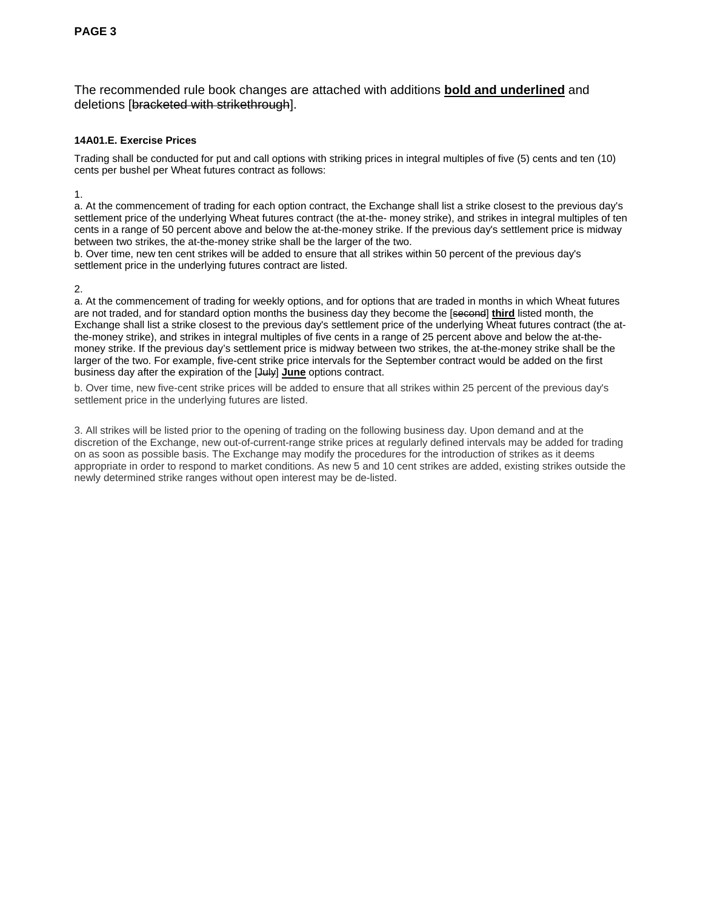The recommended rule book changes are attached with additions **<u>bold and underlined</u>** and deletions [~~bracketed with strikethrough~~].

**14A01.E. Exercise Prices**

Trading shall be conducted for put and call options with striking prices in integral multiples of five (5) cents and ten (10) cents per bushel per Wheat futures contract as follows:

1.
a. At the commencement of trading for each option contract, the Exchange shall list a strike closest to the previous day's settlement price of the underlying Wheat futures contract (the at-the- money strike), and strikes in integral multiples of ten cents in a range of 50 percent above and below the at-the-money strike. If the previous day's settlement price is midway between two strikes, the at-the-money strike shall be the larger of the two.
b. Over time, new ten cent strikes will be added to ensure that all strikes within 50 percent of the previous day's settlement price in the underlying futures contract are listed.

2.
a. At the commencement of trading for weekly options, and for options that are traded in months in which Wheat futures are not traded, and for standard option months the business day they become the [~~second~~] **<u>third</u>** listed month, the Exchange shall list a strike closest to the previous day's settlement price of the underlying Wheat futures contract (the at-the-money strike), and strikes in integral multiples of five cents in a range of 25 percent above and below the at-the-money strike. If the previous day's settlement price is midway between two strikes, the at-the-money strike shall be the larger of the two. For example, five-cent strike price intervals for the September contract would be added on the first business day after the expiration of the [~~July~~] **<u>June</u>** options contract.
b. Over time, new five-cent strike prices will be added to ensure that all strikes within 25 percent of the previous day's settlement price in the underlying futures are listed.

3. All strikes will be listed prior to the opening of trading on the following business day. Upon demand and at the discretion of the Exchange, new out-of-current-range strike prices at regularly defined intervals may be added for trading on as soon as possible basis. The Exchange may modify the procedures for the introduction of strikes as it deems appropriate in order to respond to market conditions. As new 5 and 10 cent strikes are added, existing strikes outside the newly determined strike ranges without open interest may be de-listed.